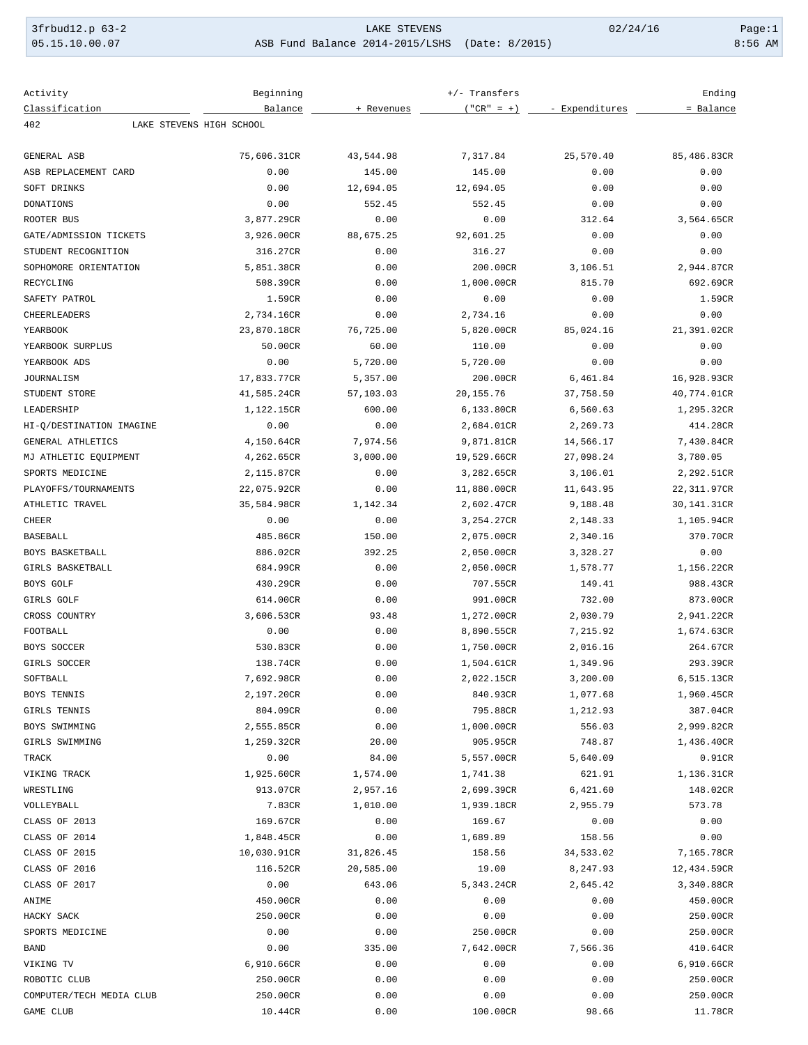LAKE STEVENS

ASB Fund Balance 2014-2015/LSHS (Date: 8/2015)

| Activity Classification | Beginning Balance | + Revenues | +/- Transfers ("CR" = +) | - Expenditures | Ending = Balance |
|---|---|---|---|---|---|
| 402 LAKE STEVENS HIGH SCHOOL | | | | | |
| GENERAL ASB | 75,606.31CR | 43,544.98 | 7,317.84 | 25,570.40 | 85,486.83CR |
| ASB REPLACEMENT CARD | 0.00 | 145.00 | 145.00 | 0.00 | 0.00 |
| SOFT DRINKS | 0.00 | 12,694.05 | 12,694.05 | 0.00 | 0.00 |
| DONATIONS | 0.00 | 552.45 | 552.45 | 0.00 | 0.00 |
| ROOTER BUS | 3,877.29CR | 0.00 | 0.00 | 312.64 | 3,564.65CR |
| GATE/ADMISSION TICKETS | 3,926.00CR | 88,675.25 | 92,601.25 | 0.00 | 0.00 |
| STUDENT RECOGNITION | 316.27CR | 0.00 | 316.27 | 0.00 | 0.00 |
| SOPHOMORE ORIENTATION | 5,851.38CR | 0.00 | 200.00CR | 3,106.51 | 2,944.87CR |
| RECYCLING | 508.39CR | 0.00 | 1,000.00CR | 815.70 | 692.69CR |
| SAFETY PATROL | 1.59CR | 0.00 | 0.00 | 0.00 | 1.59CR |
| CHEERLEADERS | 2,734.16CR | 0.00 | 2,734.16 | 0.00 | 0.00 |
| YEARBOOK | 23,870.18CR | 76,725.00 | 5,820.00CR | 85,024.16 | 21,391.02CR |
| YEARBOOK SURPLUS | 50.00CR | 60.00 | 110.00 | 0.00 | 0.00 |
| YEARBOOK ADS | 0.00 | 5,720.00 | 5,720.00 | 0.00 | 0.00 |
| JOURNALISM | 17,833.77CR | 5,357.00 | 200.00CR | 6,461.84 | 16,928.93CR |
| STUDENT STORE | 41,585.24CR | 57,103.03 | 20,155.76 | 37,758.50 | 40,774.01CR |
| LEADERSHIP | 1,122.15CR | 600.00 | 6,133.80CR | 6,560.63 | 1,295.32CR |
| HI-Q/DESTINATION IMAGINE | 0.00 | 0.00 | 2,684.01CR | 2,269.73 | 414.28CR |
| GENERAL ATHLETICS | 4,150.64CR | 7,974.56 | 9,871.81CR | 14,566.17 | 7,430.84CR |
| MJ ATHLETIC EQUIPMENT | 4,262.65CR | 3,000.00 | 19,529.66CR | 27,098.24 | 3,780.05 |
| SPORTS MEDICINE | 2,115.87CR | 0.00 | 3,282.65CR | 3,106.01 | 2,292.51CR |
| PLAYOFFS/TOURNAMENTS | 22,075.92CR | 0.00 | 11,880.00CR | 11,643.95 | 22,311.97CR |
| ATHLETIC TRAVEL | 35,584.98CR | 1,142.34 | 2,602.47CR | 9,188.48 | 30,141.31CR |
| CHEER | 0.00 | 0.00 | 3,254.27CR | 2,148.33 | 1,105.94CR |
| BASEBALL | 485.86CR | 150.00 | 2,075.00CR | 2,340.16 | 370.70CR |
| BOYS BASKETBALL | 886.02CR | 392.25 | 2,050.00CR | 3,328.27 | 0.00 |
| GIRLS BASKETBALL | 684.99CR | 0.00 | 2,050.00CR | 1,578.77 | 1,156.22CR |
| BOYS GOLF | 430.29CR | 0.00 | 707.55CR | 149.41 | 988.43CR |
| GIRLS GOLF | 614.00CR | 0.00 | 991.00CR | 732.00 | 873.00CR |
| CROSS COUNTRY | 3,606.53CR | 93.48 | 1,272.00CR | 2,030.79 | 2,941.22CR |
| FOOTBALL | 0.00 | 0.00 | 8,890.55CR | 7,215.92 | 1,674.63CR |
| BOYS SOCCER | 530.83CR | 0.00 | 1,750.00CR | 2,016.16 | 264.67CR |
| GIRLS SOCCER | 138.74CR | 0.00 | 1,504.61CR | 1,349.96 | 293.39CR |
| SOFTBALL | 7,692.98CR | 0.00 | 2,022.15CR | 3,200.00 | 6,515.13CR |
| BOYS TENNIS | 2,197.20CR | 0.00 | 840.93CR | 1,077.68 | 1,960.45CR |
| GIRLS TENNIS | 804.09CR | 0.00 | 795.88CR | 1,212.93 | 387.04CR |
| BOYS SWIMMING | 2,555.85CR | 0.00 | 1,000.00CR | 556.03 | 2,999.82CR |
| GIRLS SWIMMING | 1,259.32CR | 20.00 | 905.95CR | 748.87 | 1,436.40CR |
| TRACK | 0.00 | 84.00 | 5,557.00CR | 5,640.09 | 0.91CR |
| VIKING TRACK | 1,925.60CR | 1,574.00 | 1,741.38 | 621.91 | 1,136.31CR |
| WRESTLING | 913.07CR | 2,957.16 | 2,699.39CR | 6,421.60 | 148.02CR |
| VOLLEYBALL | 7.83CR | 1,010.00 | 1,939.18CR | 2,955.79 | 573.78 |
| CLASS OF 2013 | 169.67CR | 0.00 | 169.67 | 0.00 | 0.00 |
| CLASS OF 2014 | 1,848.45CR | 0.00 | 1,689.89 | 158.56 | 0.00 |
| CLASS OF 2015 | 10,030.91CR | 31,826.45 | 158.56 | 34,533.02 | 7,165.78CR |
| CLASS OF 2016 | 116.52CR | 20,585.00 | 19.00 | 8,247.93 | 12,434.59CR |
| CLASS OF 2017 | 0.00 | 643.06 | 5,343.24CR | 2,645.42 | 3,340.88CR |
| ANIME | 450.00CR | 0.00 | 0.00 | 0.00 | 450.00CR |
| HACKY SACK | 250.00CR | 0.00 | 0.00 | 0.00 | 250.00CR |
| SPORTS MEDICINE | 0.00 | 0.00 | 250.00CR | 0.00 | 250.00CR |
| BAND | 0.00 | 335.00 | 7,642.00CR | 7,566.36 | 410.64CR |
| VIKING TV | 6,910.66CR | 0.00 | 0.00 | 0.00 | 6,910.66CR |
| ROBOTIC CLUB | 250.00CR | 0.00 | 0.00 | 0.00 | 250.00CR |
| COMPUTER/TECH MEDIA CLUB | 250.00CR | 0.00 | 0.00 | 0.00 | 250.00CR |
| GAME CLUB | 10.44CR | 0.00 | 100.00CR | 98.66 | 11.78CR |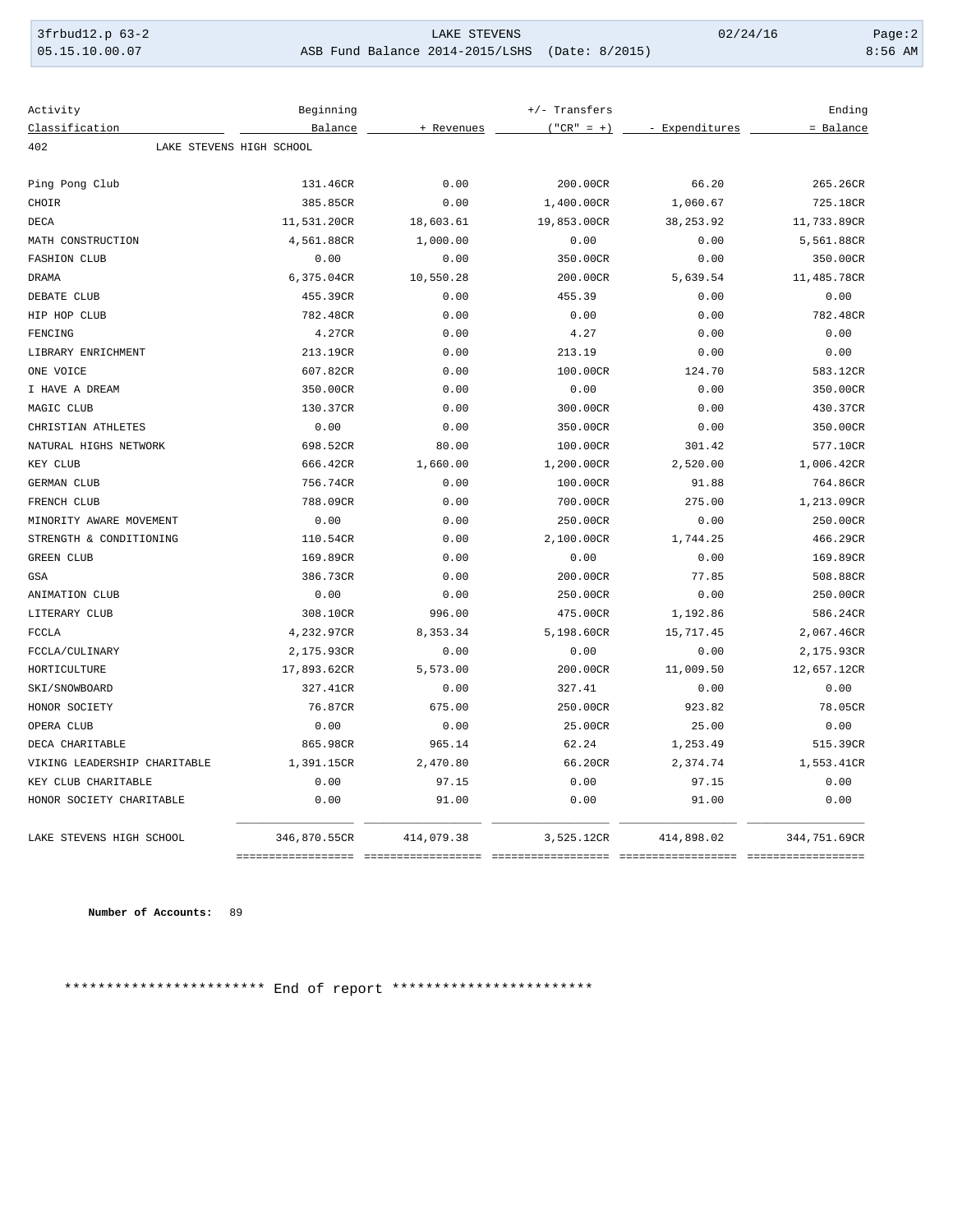| Activity Classification | Beginning Balance | + Revenues | +/- Transfers ("CR" = +) | - Expenditures | Ending = Balance |
|---|---|---|---|---|---|
| 402 LAKE STEVENS HIGH SCHOOL | | | | | |
| Ping Pong Club | 131.46CR | 0.00 | 200.00CR | 66.20 | 265.26CR |
| CHOIR | 385.85CR | 0.00 | 1,400.00CR | 1,060.67 | 725.18CR |
| DECA | 11,531.20CR | 18,603.61 | 19,853.00CR | 38,253.92 | 11,733.89CR |
| MATH CONSTRUCTION | 4,561.88CR | 1,000.00 | 0.00 | 0.00 | 5,561.88CR |
| FASHION CLUB | 0.00 | 0.00 | 350.00CR | 0.00 | 350.00CR |
| DRAMA | 6,375.04CR | 10,550.28 | 200.00CR | 5,639.54 | 11,485.78CR |
| DEBATE CLUB | 455.39CR | 0.00 | 455.39 | 0.00 | 0.00 |
| HIP HOP CLUB | 782.48CR | 0.00 | 0.00 | 0.00 | 782.48CR |
| FENCING | 4.27CR | 0.00 | 4.27 | 0.00 | 0.00 |
| LIBRARY ENRICHMENT | 213.19CR | 0.00 | 213.19 | 0.00 | 0.00 |
| ONE VOICE | 607.82CR | 0.00 | 100.00CR | 124.70 | 583.12CR |
| I HAVE A DREAM | 350.00CR | 0.00 | 0.00 | 0.00 | 350.00CR |
| MAGIC CLUB | 130.37CR | 0.00 | 300.00CR | 0.00 | 430.37CR |
| CHRISTIAN ATHLETES | 0.00 | 0.00 | 350.00CR | 0.00 | 350.00CR |
| NATURAL HIGHS NETWORK | 698.52CR | 80.00 | 100.00CR | 301.42 | 577.10CR |
| KEY CLUB | 666.42CR | 1,660.00 | 1,200.00CR | 2,520.00 | 1,006.42CR |
| GERMAN CLUB | 756.74CR | 0.00 | 100.00CR | 91.88 | 764.86CR |
| FRENCH CLUB | 788.09CR | 0.00 | 700.00CR | 275.00 | 1,213.09CR |
| MINORITY AWARE MOVEMENT | 0.00 | 0.00 | 250.00CR | 0.00 | 250.00CR |
| STRENGTH & CONDITIONING | 110.54CR | 0.00 | 2,100.00CR | 1,744.25 | 466.29CR |
| GREEN CLUB | 169.89CR | 0.00 | 0.00 | 0.00 | 169.89CR |
| GSA | 386.73CR | 0.00 | 200.00CR | 77.85 | 508.88CR |
| ANIMATION CLUB | 0.00 | 0.00 | 250.00CR | 0.00 | 250.00CR |
| LITERARY CLUB | 308.10CR | 996.00 | 475.00CR | 1,192.86 | 586.24CR |
| FCCLA | 4,232.97CR | 8,353.34 | 5,198.60CR | 15,717.45 | 2,067.46CR |
| FCCLA/CULINARY | 2,175.93CR | 0.00 | 0.00 | 0.00 | 2,175.93CR |
| HORTICULTURE | 17,893.62CR | 5,573.00 | 200.00CR | 11,009.50 | 12,657.12CR |
| SKI/SNOWBOARD | 327.41CR | 0.00 | 327.41 | 0.00 | 0.00 |
| HONOR SOCIETY | 76.87CR | 675.00 | 250.00CR | 923.82 | 78.05CR |
| OPERA CLUB | 0.00 | 0.00 | 25.00CR | 25.00 | 0.00 |
| DECA CHARITABLE | 865.98CR | 965.14 | 62.24 | 1,253.49 | 515.39CR |
| VIKING LEADERSHIP CHARITABLE | 1,391.15CR | 2,470.80 | 66.20CR | 2,374.74 | 1,553.41CR |
| KEY CLUB CHARITABLE | 0.00 | 97.15 | 0.00 | 97.15 | 0.00 |
| HONOR SOCIETY CHARITABLE | 0.00 | 91.00 | 0.00 | 91.00 | 0.00 |
| LAKE STEVENS HIGH SCHOOL | 346,870.55CR | 414,079.38 | 3,525.12CR | 414,898.02 | 344,751.69CR |

**Number of Accounts:** 89

************************ End of report ************************